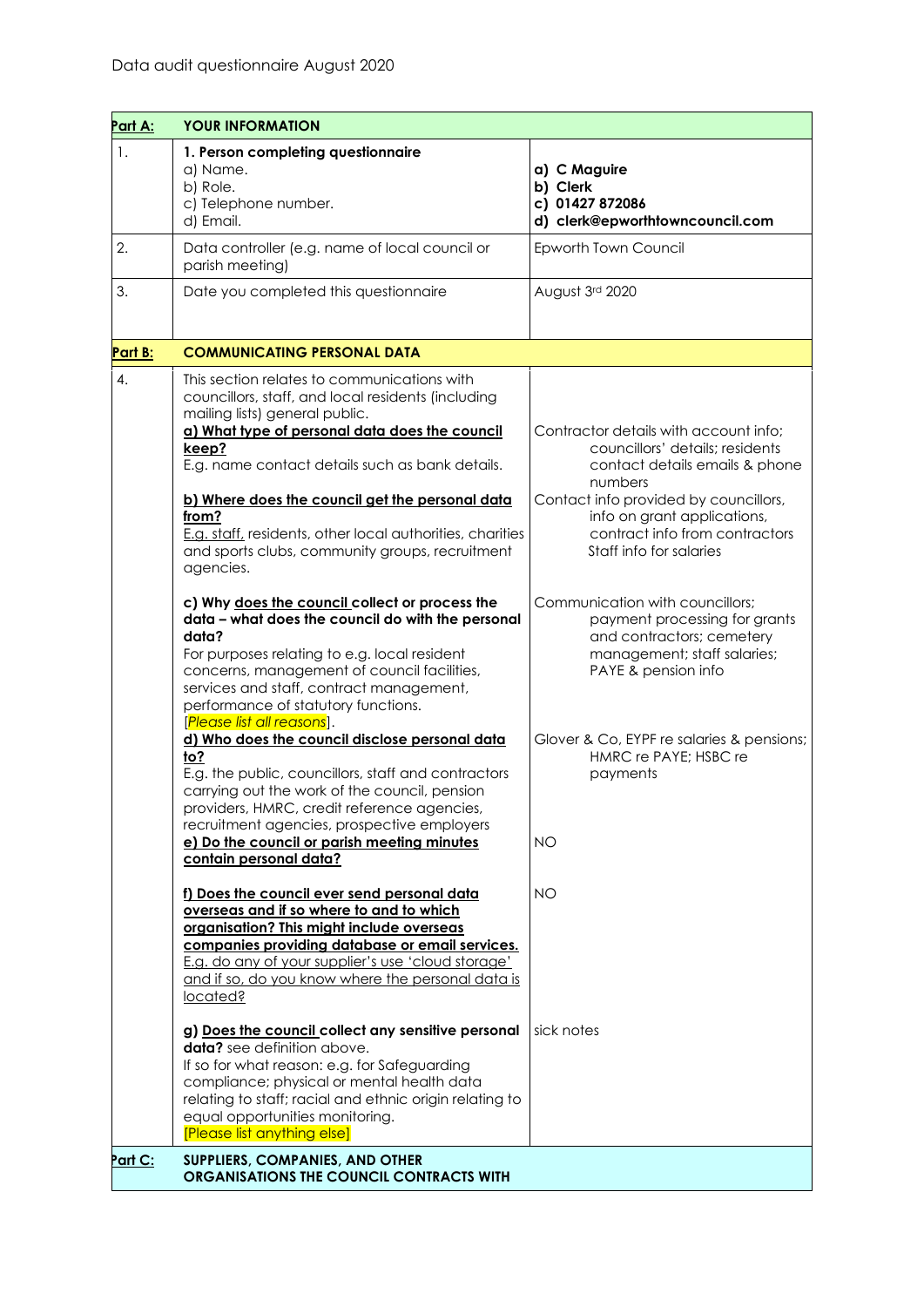Data audit questionnaire August 2020

| Part A: | YOUR INFORMATION | |
|---|---|---|
| 1. | **1. Person completing questionnaire**<br>a) Name.<br>b) Role.<br>c) Telephone number.<br>d) Email. | **a) C Maguire**<br>**b) Clerk**<br>**c) 01427 872086**<br>**d) clerk@epworthtowncouncil.com** |
| 2. | Data controller (e.g. name of local council or parish meeting) | Epworth Town Council |
| 3. | Date you completed this questionnaire | August 3rd 2020 |
| **Part B:** | **COMMUNICATING PERSONAL DATA** | |
| 4. | This section relates to communications with councillors, staff, and local residents (including mailing lists) general public.<br>**a) What type of personal data does the council keep?**<br>E.g. name contact details such as bank details.<br><br>**b) Where does the council get the personal data from?**<br>E.g. staff, residents, other local authorities, charities and sports clubs, community groups, recruitment agencies. | Contractor details with account info; councillors' details; residents contact details emails & phone numbers<br>Contact info provided by councillors, info on grant applications, contract info from contractors<br>Staff info for salaries |
| | **c) Why does the council collect or process the data – what does the council do with the personal data?**<br>For purposes relating to e.g. local resident concerns, management of council facilities, services and staff, contract management, performance of statutory functions.<br>[*Please list all reasons*]. | Communication with councillors; payment processing for grants and contractors; cemetery management; staff salaries; PAYE & pension info |
| | **d) Who does the council disclose personal data to?**<br>E.g. the public, councillors, staff and contractors carrying out the work of the council, pension providers, HMRC, credit reference agencies, recruitment agencies, prospective employers | Glover & Co, EYPF re salaries & pensions; HMRC re PAYE; HSBC re payments |
| | **e) Do the council or parish meeting minutes contain personal data?** | NO |
| | **f) Does the council ever send personal data overseas and if so where to and to which organisation? This might include overseas companies providing database or email services.**<br>E.g. do any of your supplier's use 'cloud storage' and if so, do you know where the personal data is located? | NO |
| | **g) Does the council collect any sensitive personal data?** see definition above.<br>If so for what reason: e.g. for Safeguarding compliance; physical or mental health data relating to staff; racial and ethnic origin relating to equal opportunities monitoring.<br>[Please list anything else] | sick notes |
| **Part C:** | **SUPPLIERS, COMPANIES, AND OTHER ORGANISATIONS THE COUNCIL CONTRACTS WITH** | |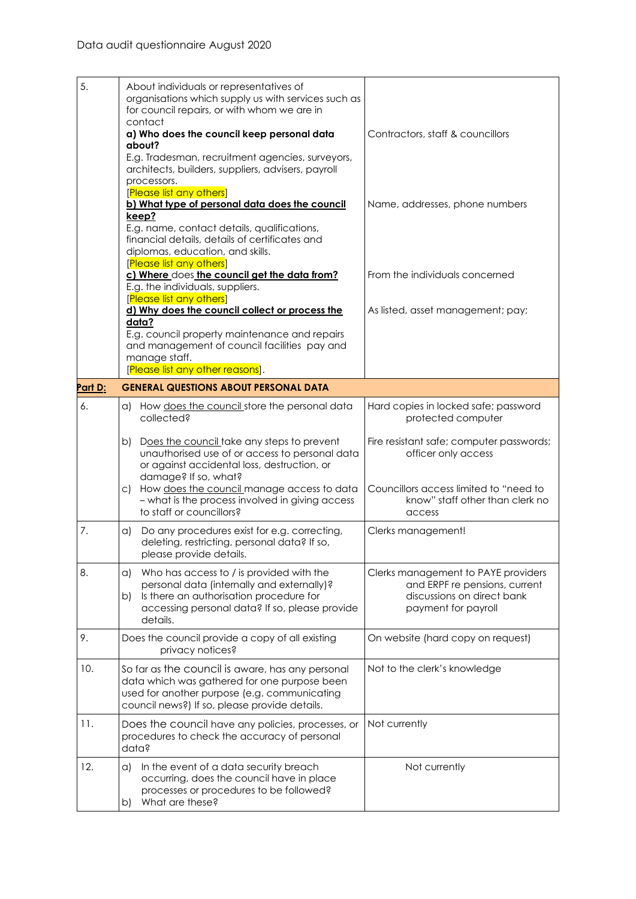Data audit questionnaire August 2020

| | | |
|---|---|---|
| 5. | About individuals or representatives of organisations which supply us with services such as for council repairs, or with whom we are in contact<br>**a) Who does the council keep personal data about?**<br>E.g. Tradesman, recruitment agencies, surveyors, architects, builders, suppliers, advisers, payroll processors.<br>[Please list any others]<br>**b) What type of personal data does the council keep?**<br>E.g. name, contact details, qualifications, financial details, details of certificates and diplomas, education, and skills.<br>[Please list any others]<br>**c) Where does the council get the data from?**<br>E.g. the individuals, suppliers.<br>[Please list any others]<br>**d) Why does the council collect or process the data?**<br>E.g. council property maintenance and repairs and management of council facilities pay and manage staff.<br>[Please list any other reasons]. | Contractors, staff & councillors<br><br>Name, addresses, phone numbers<br><br>From the individuals concerned<br><br>As listed, asset management; pay; |
| **Part D:** | **GENERAL QUESTIONS ABOUT PERSONAL DATA** | |
| 6. | a) How does the council store the personal data collected?<br><br>b) Does the council take any steps to prevent unauthorised use of or access to personal data or against accidental loss, destruction, or damage? If so, what?<br>c) How does the council manage access to data – what is the process involved in giving access to staff or councillors? | Hard copies in locked safe; password protected computer<br><br>Fire resistant safe; computer passwords; officer only access<br><br>Councillors access limited to "need to know" staff other than clerk no access |
| 7. | a) Do any procedures exist for e.g. correcting, deleting, restricting, personal data? If so, please provide details. | Clerks management! |
| 8. | a) Who has access to / is provided with the personal data (internally and externally)?<br>b) Is there an authorisation procedure for accessing personal data? If so, please provide details. | Clerks management to PAYE providers and ERPF re pensions, current discussions on direct bank payment for payroll |
| 9. | Does the council provide a copy of all existing privacy notices? | On website (hard copy on request) |
| 10. | So far as the council is aware, has any personal data which was gathered for one purpose been used for another purpose (e.g. communicating council news?) If so, please provide details. | Not to the clerk's knowledge |
| 11. | Does the council have any policies, processes, or procedures to check the accuracy of personal data? | Not currently |
| 12. | a) In the event of a data security breach occurring, does the council have in place processes or procedures to be followed?<br>b) What are these? | Not currently |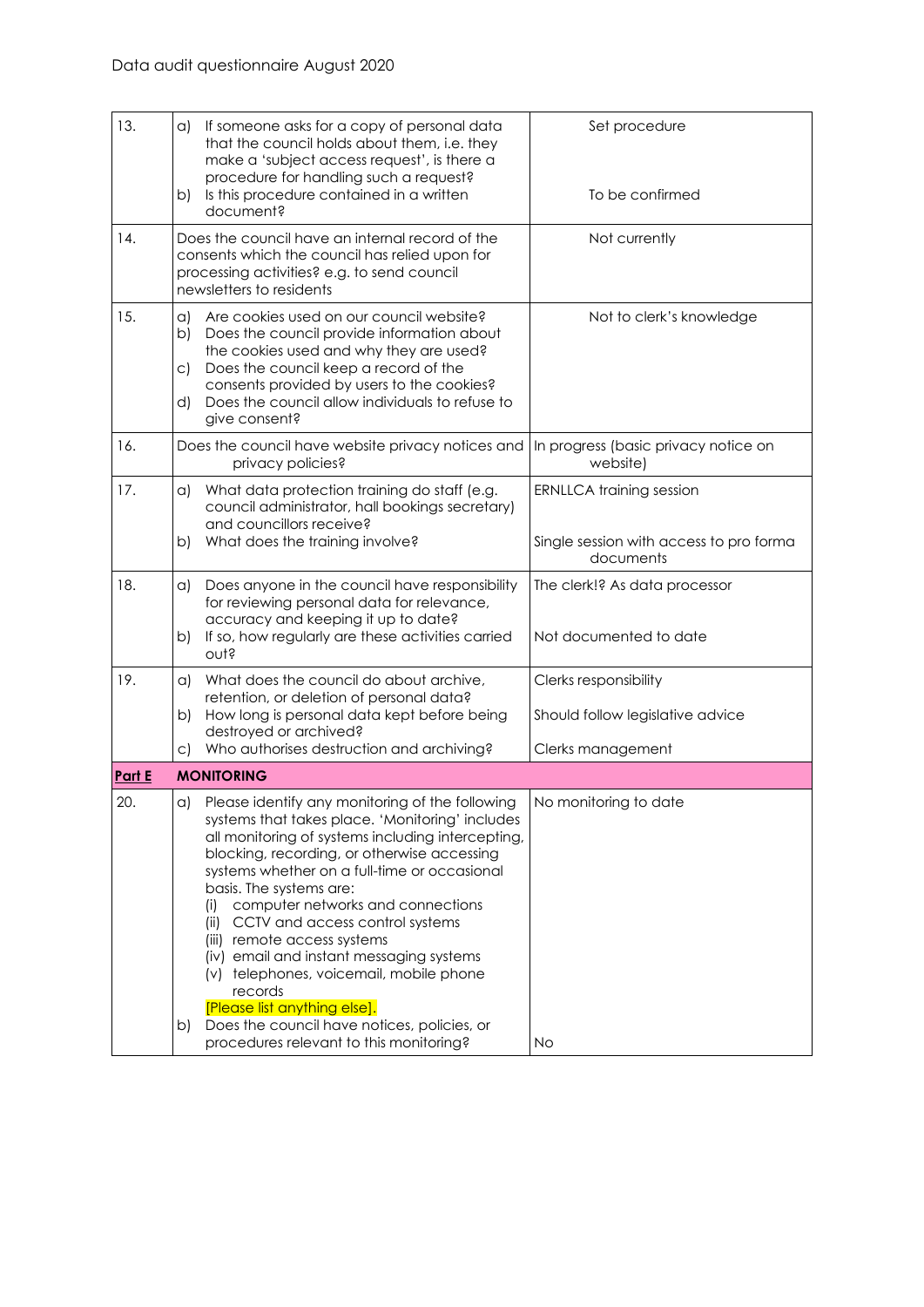Data audit questionnaire August 2020

| | | |
|---|---|---|
| 13. | a) If someone asks for a copy of personal data that the council holds about them, i.e. they make a 'subject access request', is there a procedure for handling such a request?<br>b) Is this procedure contained in a written document? | Set procedure<br><br>To be confirmed |
| 14. | Does the council have an internal record of the consents which the council has relied upon for processing activities? e.g. to send council newsletters to residents | Not currently |
| 15. | a) Are cookies used on our council website?<br>b) Does the council provide information about the cookies used and why they are used?<br>c) Does the council keep a record of the consents provided by users to the cookies?<br>d) Does the council allow individuals to refuse to give consent? | Not to clerk's knowledge |
| 16. | Does the council have website privacy notices and privacy policies? | In progress (basic privacy notice on website) |
| 17. | a) What data protection training do staff (e.g. council administrator, hall bookings secretary) and councillors receive?<br>b) What does the training involve? | ERNLLCA training session<br><br>Single session with access to pro forma documents |
| 18. | a) Does anyone in the council have responsibility for reviewing personal data for relevance, accuracy and keeping it up to date?<br>b) If so, how regularly are these activities carried out? | The clerk!? As data processor<br><br>Not documented to date |
| 19. | a) What does the council do about archive, retention, or deletion of personal data?<br>b) How long is personal data kept before being destroyed or archived?<br>c) Who authorises destruction and archiving? | Clerks responsibility<br><br>Should follow legislative advice<br><br>Clerks management |
| **Part E** | **MONITORING** | |
| 20. | a) Please identify any monitoring of the following systems that takes place. 'Monitoring' includes all monitoring of systems including intercepting, blocking, recording, or otherwise accessing systems whether on a full-time or occasional basis. The systems are:<br>(i) computer networks and connections<br>(ii) CCTV and access control systems<br>(iii) remote access systems<br>(iv) email and instant messaging systems<br>(v) telephones, voicemail, mobile phone records<br>[Please list anything else].<br>b) Does the council have notices, policies, or procedures relevant to this monitoring? | No monitoring to date<br><br>No |